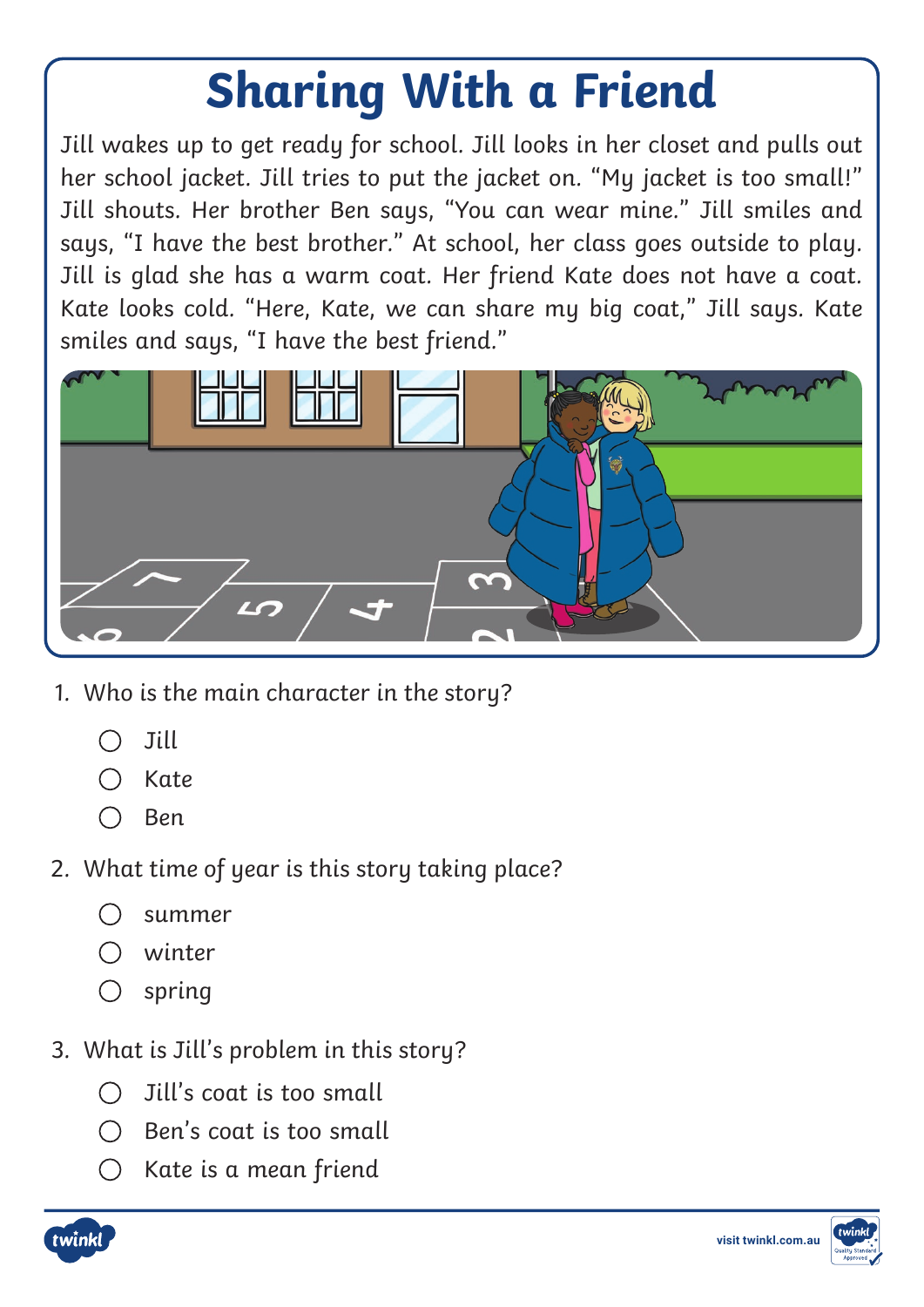# Sharing With a Friend

Jill wakes up to get ready for school. Jill looks in her closet and pulls out her school jacket. Jill tries to put the jacket on. "My jacket is too small!" Jill shouts. Her brother Ben says, "You can wear mine." Jill smiles and says, "I have the best brother." At school, her class goes outside to play. Jill is glad she has a warm coat. Her friend Kate does not have a coat. Kate looks cold. "Here, Kate, we can share my big coat," Jill says. Kate smiles and says, "I have the best friend."

1. Who is the main character in the story?
   - ◯ Jill
   - ◯ Kate
   - ◯ Ben

2. What time of year is this story taking place?
   - ◯ summer
   - ◯ winter
   - ◯ spring

3. What is Jill's problem in this story?
   - ◯ Jill's coat is too small
   - ◯ Ben's coat is too small
   - ◯ Kate is a mean friend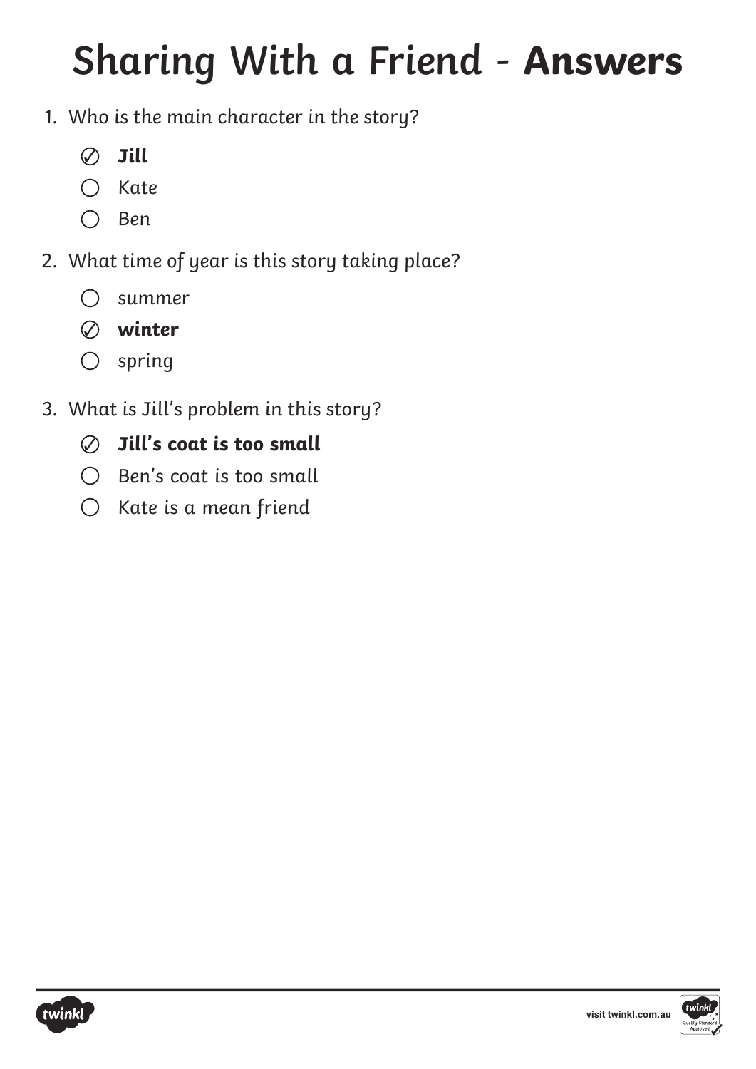# Sharing With a Friend - **Answers**

1. Who is the main character in the story?
   - ✓ **Jill**
   - ○ Kate
   - ○ Ben
2. What time of year is this story taking place?
   - ○ summer
   - ✓ **winter**
   - ○ spring
3. What is Jill's problem in this story?
   - ✓ **Jill's coat is too small**
   - ○ Ben's coat is too small
   - ○ Kate is a mean friend